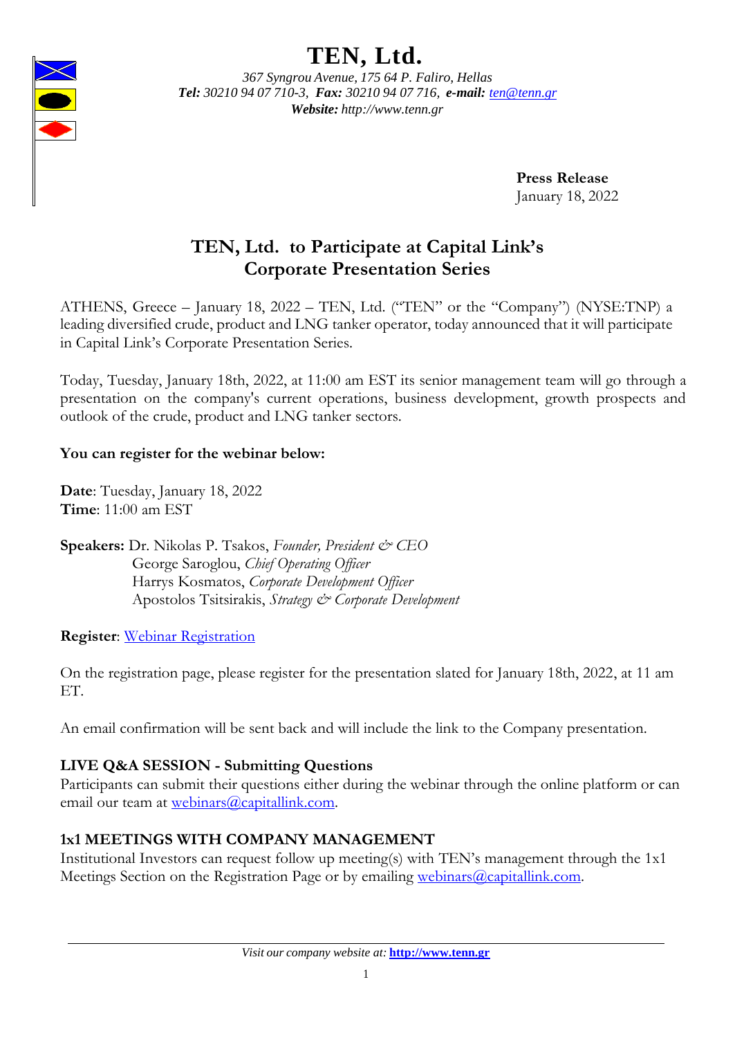# TEN, Ltd.

*367 Syngrou Avenue, 175 64 P. Faliro, Hellas*
***Tel:** 30210 94 07 710-3, **Fax:** 30210 94 07 716, **e-mail:** ten@tenn.gr*
***Website:** http://www.tenn.gr*

**Press Release**
January 18, 2022

## TEN, Ltd. to Participate at Capital Link's Corporate Presentation Series

ATHENS, Greece – January 18, 2022 – TEN, Ltd. ("TEN" or the "Company") (NYSE:TNP) a leading diversified crude, product and LNG tanker operator, today announced that it will participate in Capital Link's Corporate Presentation Series.

Today, Tuesday, January 18th, 2022, at 11:00 am EST its senior management team will go through a presentation on the company's current operations, business development, growth prospects and outlook of the crude, product and LNG tanker sectors.

**You can register for the webinar below:**

**Date**: Tuesday, January 18, 2022
**Time**: 11:00 am EST

**Speakers:** Dr. Nikolas P. Tsakos, *Founder, President & CEO*
George Saroglou, *Chief Operating Officer*
Harrys Kosmatos, *Corporate Development Officer*
Apostolos Tsitsirakis, *Strategy & Corporate Development*

**Register**: Webinar Registration

On the registration page, please register for the presentation slated for January 18th, 2022, at 11 am ET.

An email confirmation will be sent back and will include the link to the Company presentation.

### LIVE Q&A SESSION - Submitting Questions

Participants can submit their questions either during the webinar through the online platform or can email our team at webinars@capitallink.com.

### 1x1 MEETINGS WITH COMPANY MANAGEMENT

Institutional Investors can request follow up meeting(s) with TEN's management through the 1x1 Meetings Section on the Registration Page or by emailing webinars@capitallink.com.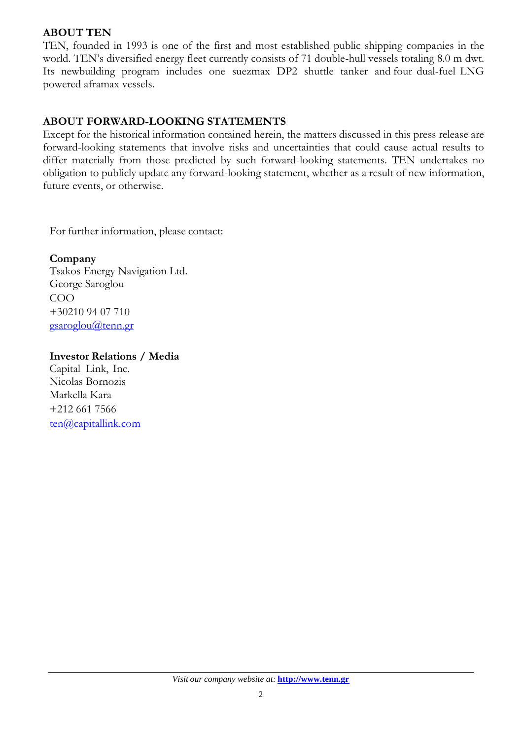## ABOUT TEN

TEN, founded in 1993 is one of the first and most established public shipping companies in the world. TEN's diversified energy fleet currently consists of 71 double-hull vessels totaling 8.0 m dwt. Its newbuilding program includes one suezmax DP2 shuttle tanker and four dual-fuel LNG powered aframax vessels.

## ABOUT FORWARD-LOOKING STATEMENTS

Except for the historical information contained herein, the matters discussed in this press release are forward-looking statements that involve risks and uncertainties that could cause actual results to differ materially from those predicted by such forward-looking statements. TEN undertakes no obligation to publicly update any forward-looking statement, whether as a result of new information, future events, or otherwise.

For further information, please contact:

**Company**
Tsakos Energy Navigation Ltd.
George Saroglou
COO
+30210 94 07 710
gsaroglou@tenn.gr

**Investor Relations / Media**
Capital Link, Inc.
Nicolas Bornozis
Markella Kara
+212 661 7566
ten@capitallink.com

*Visit our company website at:* **http://www.tenn.gr**